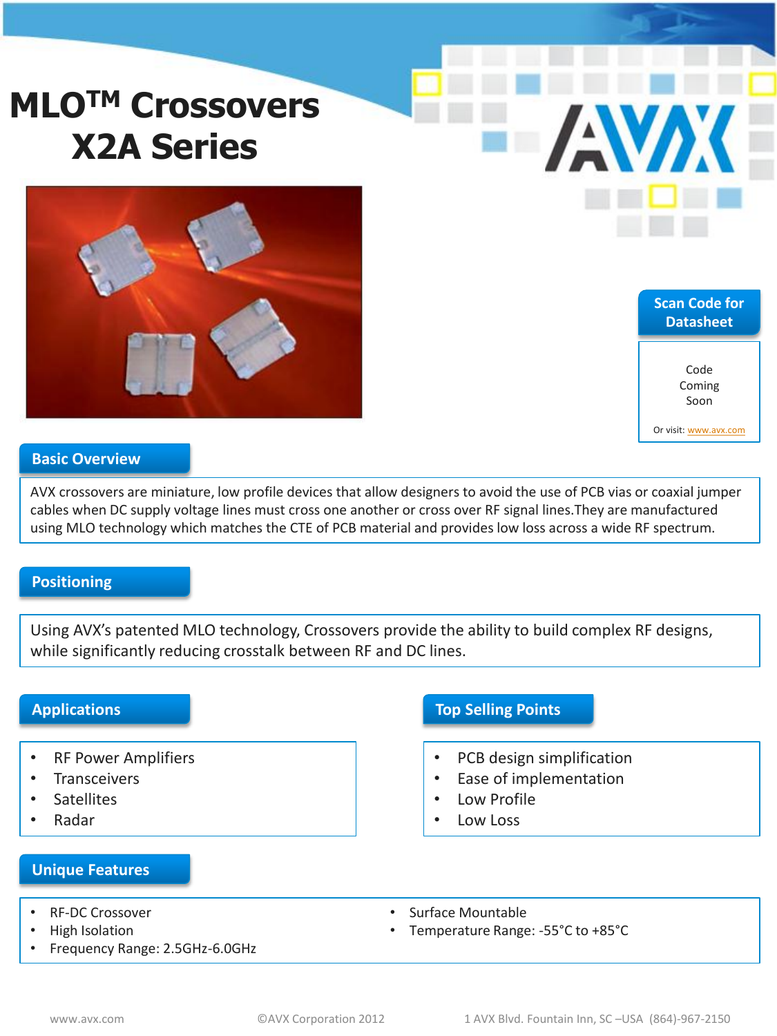# MLO™ Crossovers X2A Series

**Scan Code for Datasheet**

Code Coming Soon

Or visit: www.avx.com

## Basic Overview

AVX crossovers are miniature, low profile devices that allow designers to avoid the use of PCB vias or coaxial jumper cables when DC supply voltage lines must cross one another or cross over RF signal lines.They are manufactured using MLO technology which matches the CTE of PCB material and provides low loss across a wide RF spectrum.

## Positioning

Using AVX's patented MLO technology, Crossovers provide the ability to build complex RF designs, while significantly reducing crosstalk between RF and DC lines.

## Applications

- RF Power Amplifiers
- Transceivers
- Satellites
- Radar

## Top Selling Points

- PCB design simplification
- Ease of implementation
- Low Profile
- Low Loss

## Unique Features

- RF-DC Crossover
- High Isolation
- Frequency Range: 2.5GHz-6.0GHz
- Surface Mountable
- Temperature Range: -55°C to +85°C

www.avx.com ©AVX Corporation 2012 1 AVX Blvd. Fountain Inn, SC –USA (864)-967-2150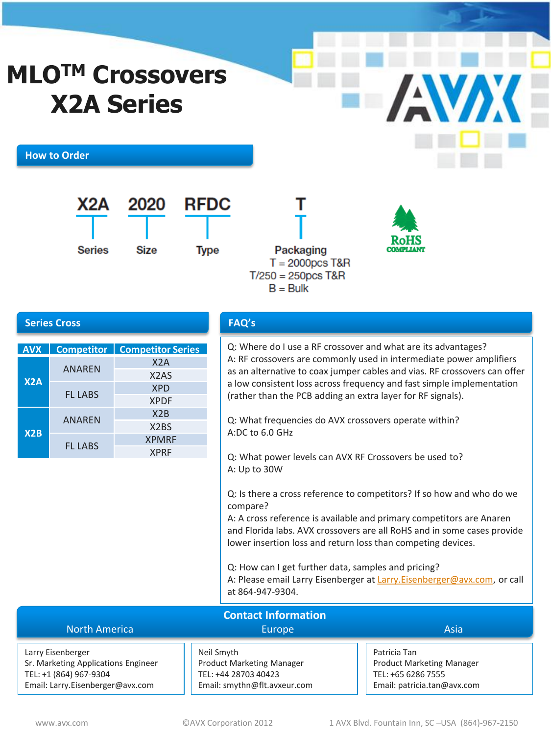# MLO™ Crossovers X2A Series

## How to Order

| X2A | 2020 | RFDC | T |
|---|---|---|---|
| Series | Size | Type | Packaging |

Packaging:
- T = 2000pcs T&R
- T/250 = 250pcs T&R
- B = Bulk

RoHS COMPLIANT

## Series Cross

| AVX | Competitor | Competitor Series |
|---|---|---|
| X2A | ANAREN | X2A |
| | | X2AS |
| | FL LABS | XPD |
| | | XPDF |
| X2B | ANAREN | X2B |
| | | X2BS |
| | FL LABS | XPMRF |
| | | XPRF |

## FAQ's

Q: Where do I use a RF crossover and what are its advantages?
A: RF crossovers are commonly used in intermediate power amplifiers as an alternative to coax jumper cables and vias. RF crossovers can offer a low consistent loss across frequency and fast simple implementation (rather than the PCB adding an extra layer for RF signals).

Q: What frequencies do AVX crossovers operate within?
A:DC to 6.0 GHz

Q: What power levels can AVX RF Crossovers be used to?
A: Up to 30W

Q: Is there a cross reference to competitors? If so how and who do we compare?
A: A cross reference is available and primary competitors are Anaren and Florida labs. AVX crossovers are all RoHS and in some cases provide lower insertion loss and return loss than competing devices.

Q: How can I get further data, samples and pricing?
A: Please email Larry Eisenberger at Larry.Eisenberger@avx.com, or call at 864-947-9304.

## Contact Information

| North America | Europe | Asia |
|---|---|---|
| Larry Eisenberger<br>Sr. Marketing Applications Engineer<br>TEL: +1 (864) 967-9304<br>Email: Larry.Eisenberger@avx.com | Neil Smyth<br>Product Marketing Manager<br>TEL: +44 28703 40423<br>Email: smythn@flt.avxeur.com | Patricia Tan<br>Product Marketing Manager<br>TEL: +65 6286 7555<br>Email: patricia.tan@avx.com |

www.avx.com ©AVX Corporation 2012 1 AVX Blvd. Fountain Inn, SC –USA (864)-967-2150